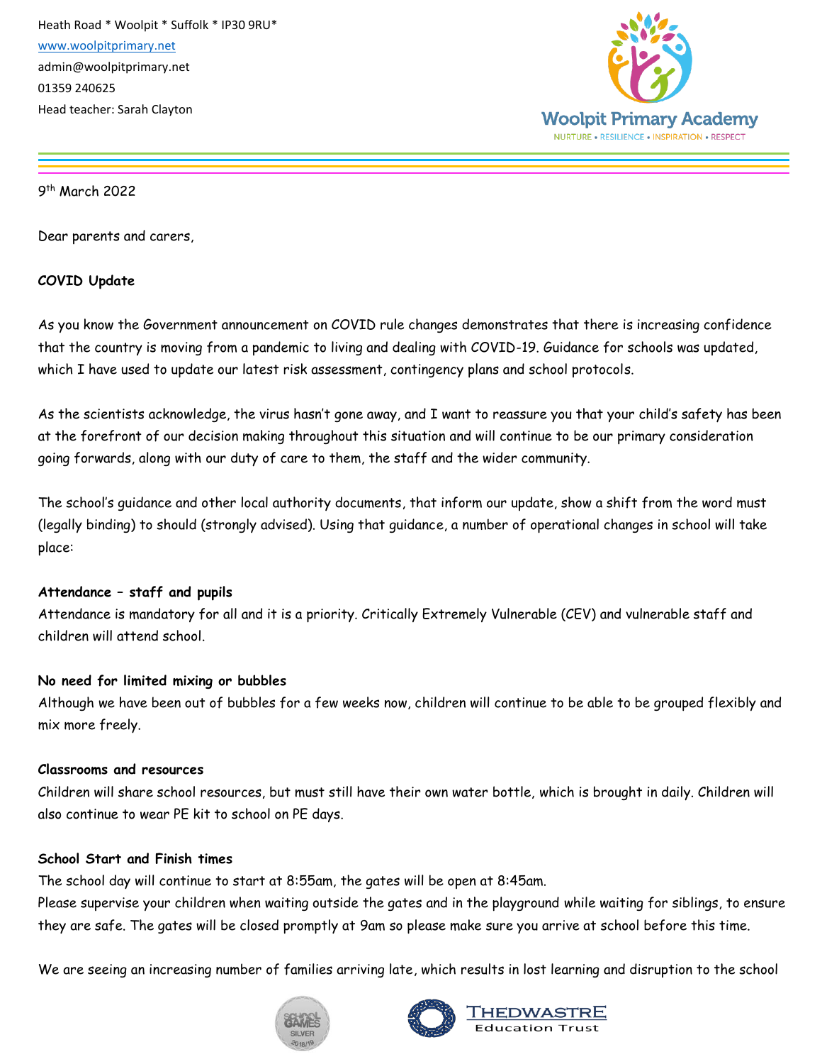Heath Road * Woolpit * Suffolk * IP30 9RU*
www.woolpitprimary.net
admin@woolpitprimary.net
01359 240625
Head teacher: Sarah Clayton

Woolpit Primary Academy
NURTURE • RESILIENCE • INSPIRATION • RESPECT

9th March 2022

Dear parents and carers,

**COVID Update**

As you know the Government announcement on COVID rule changes demonstrates that there is increasing confidence that the country is moving from a pandemic to living and dealing with COVID-19. Guidance for schools was updated, which I have used to update our latest risk assessment, contingency plans and school protocols.

As the scientists acknowledge, the virus hasn't gone away, and I want to reassure you that your child's safety has been at the forefront of our decision making throughout this situation and will continue to be our primary consideration going forwards, along with our duty of care to them, the staff and the wider community.

The school's guidance and other local authority documents, that inform our update, show a shift from the word must (legally binding) to should (strongly advised). Using that guidance, a number of operational changes in school will take place:

**Attendance – staff and pupils**
Attendance is mandatory for all and it is a priority. Critically Extremely Vulnerable (CEV) and vulnerable staff and children will attend school.

**No need for limited mixing or bubbles**
Although we have been out of bubbles for a few weeks now, children will continue to be able to be grouped flexibly and mix more freely.

**Classrooms and resources**
Children will share school resources, but must still have their own water bottle, which is brought in daily. Children will also continue to wear PE kit to school on PE days.

**School Start and Finish times**
The school day will continue to start at 8:55am, the gates will be open at 8:45am.
Please supervise your children when waiting outside the gates and in the playground while waiting for siblings, to ensure they are safe. The gates will be closed promptly at 9am so please make sure you arrive at school before this time.

We are seeing an increasing number of families arriving late, which results in lost learning and disruption to the school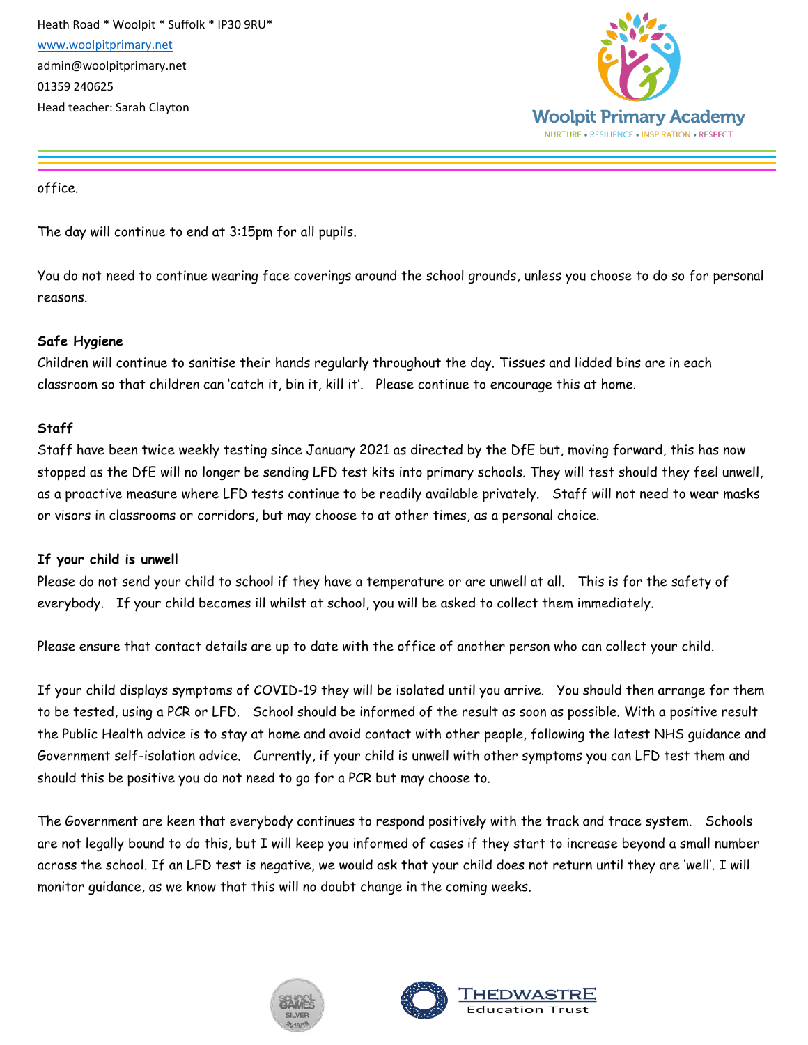office.

The day will continue to end at 3:15pm for all pupils.

You do not need to continue wearing face coverings around the school grounds, unless you choose to do so for personal reasons.

**Safe Hygiene**

Children will continue to sanitise their hands regularly throughout the day. Tissues and lidded bins are in each classroom so that children can 'catch it, bin it, kill it'. Please continue to encourage this at home.

**Staff**

Staff have been twice weekly testing since January 2021 as directed by the DfE but, moving forward, this has now stopped as the DfE will no longer be sending LFD test kits into primary schools. They will test should they feel unwell, as a proactive measure where LFD tests continue to be readily available privately. Staff will not need to wear masks or visors in classrooms or corridors, but may choose to at other times, as a personal choice.

**If your child is unwell**

Please do not send your child to school if they have a temperature or are unwell at all. This is for the safety of everybody. If your child becomes ill whilst at school, you will be asked to collect them immediately.

Please ensure that contact details are up to date with the office of another person who can collect your child.

If your child displays symptoms of COVID-19 they will be isolated until you arrive. You should then arrange for them to be tested, using a PCR or LFD. School should be informed of the result as soon as possible. With a positive result the Public Health advice is to stay at home and avoid contact with other people, following the latest NHS guidance and Government self-isolation advice. Currently, if your child is unwell with other symptoms you can LFD test them and should this be positive you do not need to go for a PCR but may choose to.

The Government are keen that everybody continues to respond positively with the track and trace system. Schools are not legally bound to do this, but I will keep you informed of cases if they start to increase beyond a small number across the school. If an LFD test is negative, we would ask that your child does not return until they are 'well'. I will monitor guidance, as we know that this will no doubt change in the coming weeks.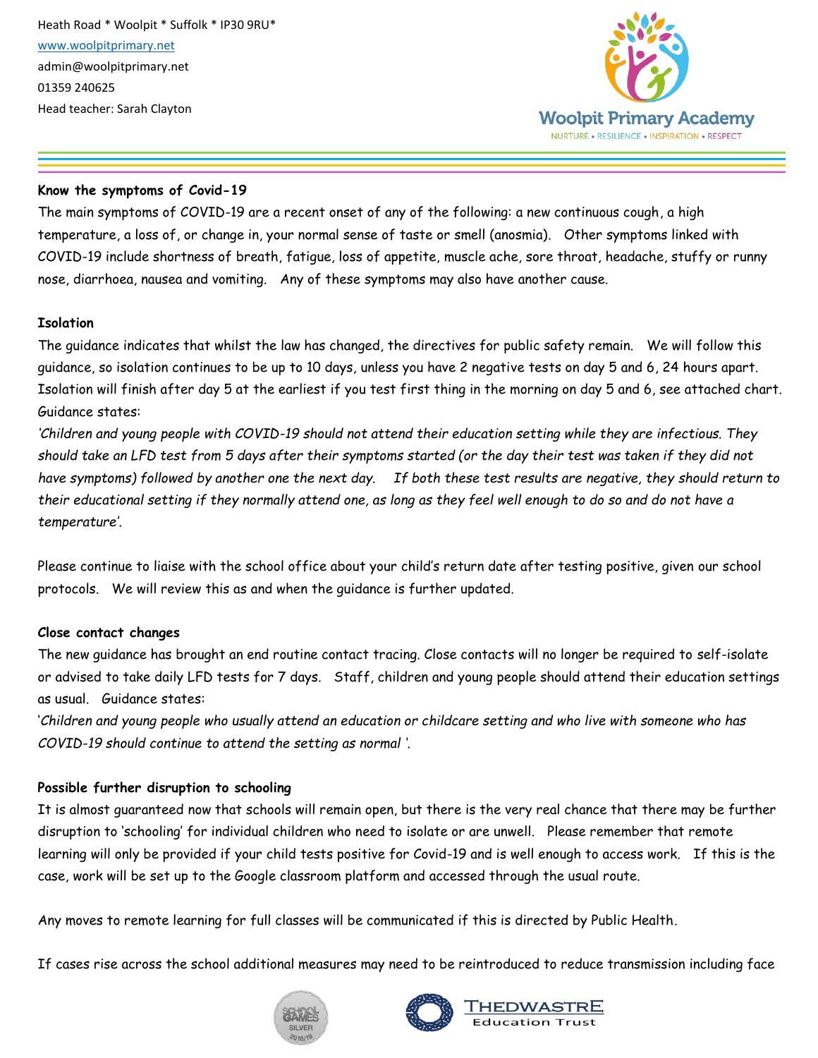Heath Road * Woolpit * Suffolk * IP30 9RU*
www.woolpitprimary.net
admin@woolpitprimary.net
01359 240625
Head teacher: Sarah Clayton

Woolpit Primary Academy
NURTURE • RESILIENCE • INSPIRATION • RESPECT

**Know the symptoms of Covid-19**

The main symptoms of COVID-19 are a recent onset of any of the following: a new continuous cough, a high temperature, a loss of, or change in, your normal sense of taste or smell (anosmia). Other symptoms linked with COVID-19 include shortness of breath, fatigue, loss of appetite, muscle ache, sore throat, headache, stuffy or runny nose, diarrhoea, nausea and vomiting. Any of these symptoms may also have another cause.

**Isolation**

The guidance indicates that whilst the law has changed, the directives for public safety remain. We will follow this guidance, so isolation continues to be up to 10 days, unless you have 2 negative tests on day 5 and 6, 24 hours apart. Isolation will finish after day 5 at the earliest if you test first thing in the morning on day 5 and 6, see attached chart. Guidance states:

*'Children and young people with COVID-19 should not attend their education setting while they are infectious. They should take an LFD test from 5 days after their symptoms started (or the day their test was taken if they did not have symptoms) followed by another one the next day. If both these test results are negative, they should return to their educational setting if they normally attend one, as long as they feel well enough to do so and do not have a temperature'.*

Please continue to liaise with the school office about your child's return date after testing positive, given our school protocols. We will review this as and when the guidance is further updated.

**Close contact changes**

The new guidance has brought an end routine contact tracing. Close contacts will no longer be required to self-isolate or advised to take daily LFD tests for 7 days. Staff, children and young people should attend their education settings as usual. Guidance states:

'*Children and young people who usually attend an education or childcare setting and who live with someone who has COVID-19 should continue to attend the setting as normal* '.

**Possible further disruption to schooling**

It is almost guaranteed now that schools will remain open, but there is the very real chance that there may be further disruption to 'schooling' for individual children who need to isolate or are unwell. Please remember that remote learning will only be provided if your child tests positive for Covid-19 and is well enough to access work. If this is the case, work will be set up to the Google classroom platform and accessed through the usual route.

Any moves to remote learning for full classes will be communicated if this is directed by Public Health.

If cases rise across the school additional measures may need to be reintroduced to reduce transmission including face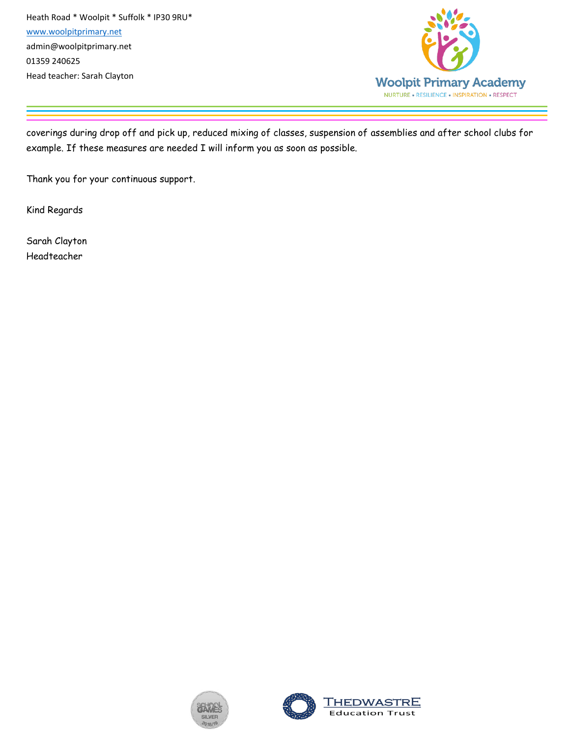coverings during drop off and pick up, reduced mixing of classes, suspension of assemblies and after school clubs for example. If these measures are needed I will inform you as soon as possible.

Thank you for your continuous support.

Kind Regards

Sarah Clayton
Headteacher